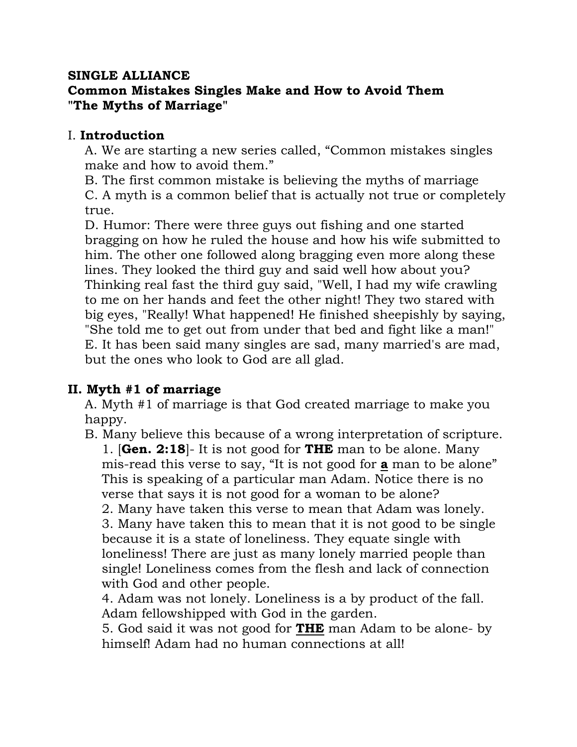**SINGLE ALLIANCE**
**Common Mistakes Singles Make and How to Avoid Them**
**"The Myths of Marriage"**

I. **Introduction**

A. We are starting a new series called, "Common mistakes singles make and how to avoid them."

B. The first common mistake is believing the myths of marriage

C. A myth is a common belief that is actually not true or completely true.

D. Humor: There were three guys out fishing and one started bragging on how he ruled the house and how his wife submitted to him. The other one followed along bragging even more along these lines. They looked the third guy and said well how about you? Thinking real fast the third guy said, "Well, I had my wife crawling to me on her hands and feet the other night! They two stared with big eyes, "Really! What happened! He finished sheepishly by saying, "She told me to get out from under that bed and fight like a man!"

E. It has been said many singles are sad, many married's are mad, but the ones who look to God are all glad.

## II. Myth #1 of marriage

A. Myth #1 of marriage is that God created marriage to make you happy.

B. Many believe this because of a wrong interpretation of scripture.

1. [**Gen. 2:18**]- It is not good for **THE** man to be alone. Many mis-read this verse to say, "It is not good for <u>**a**</u> man to be alone" This is speaking of a particular man Adam. Notice there is no verse that says it is not good for a woman to be alone?

2. Many have taken this verse to mean that Adam was lonely.

3. Many have taken this to mean that it is not good to be single because it is a state of loneliness. They equate single with loneliness! There are just as many lonely married people than single! Loneliness comes from the flesh and lack of connection with God and other people.

4. Adam was not lonely. Loneliness is a by product of the fall. Adam fellowshipped with God in the garden.

5. God said it was not good for <u>**THE**</u> man Adam to be alone- by himself! Adam had no human connections at all!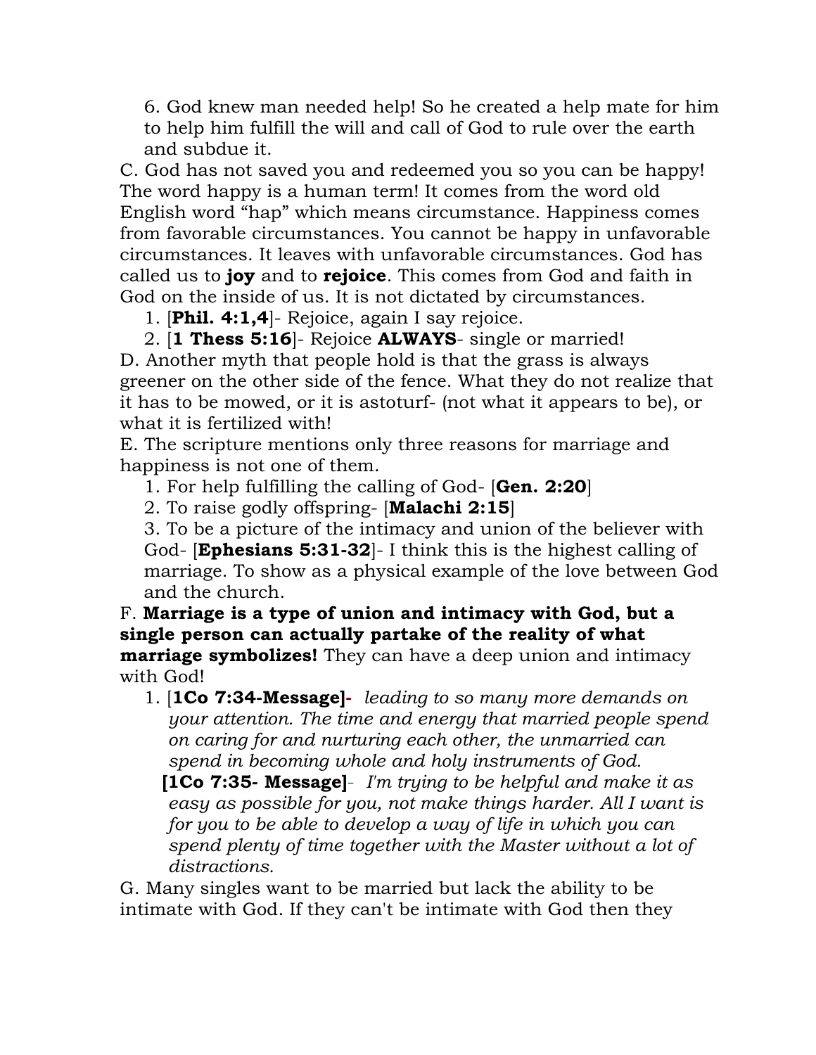6. God knew man needed help! So he created a help mate for him to help him fulfill the will and call of God to rule over the earth and subdue it.

C. God has not saved you and redeemed you so you can be happy! The word happy is a human term! It comes from the word old English word "hap" which means circumstance. Happiness comes from favorable circumstances. You cannot be happy in unfavorable circumstances. It leaves with unfavorable circumstances. God has called us to **joy** and to **rejoice**. This comes from God and faith in God on the inside of us. It is not dictated by circumstances.

1. [**Phil. 4:1,4**]- Rejoice, again I say rejoice.
2. [**1 Thess 5:16**]- Rejoice **ALWAYS**- single or married!

D. Another myth that people hold is that the grass is always greener on the other side of the fence. What they do not realize that it has to be mowed, or it is astoturf- (not what it appears to be), or what it is fertilized with!

E. The scripture mentions only three reasons for marriage and happiness is not one of them.

1. For help fulfilling the calling of God- [**Gen. 2:20**]
2. To raise godly offspring- [**Malachi 2:15**]
3. To be a picture of the intimacy and union of the believer with God- [**Ephesians 5:31-32**]- I think this is the highest calling of marriage. To show as a physical example of the love between God and the church.

F. **Marriage is a type of union and intimacy with God, but a single person can actually partake of the reality of what marriage symbolizes!** They can have a deep union and intimacy with God!

1. [**1Co 7:34-Message]-** *leading to so many more demands on your attention. The time and energy that married people spend on caring for and nurturing each other, the unmarried can spend in becoming whole and holy instruments of God.*

   **[1Co 7:35- Message]**- *I'm trying to be helpful and make it as easy as possible for you, not make things harder. All I want is for you to be able to develop a way of life in which you can spend plenty of time together with the Master without a lot of distractions.*

G. Many singles want to be married but lack the ability to be intimate with God. If they can't be intimate with God then they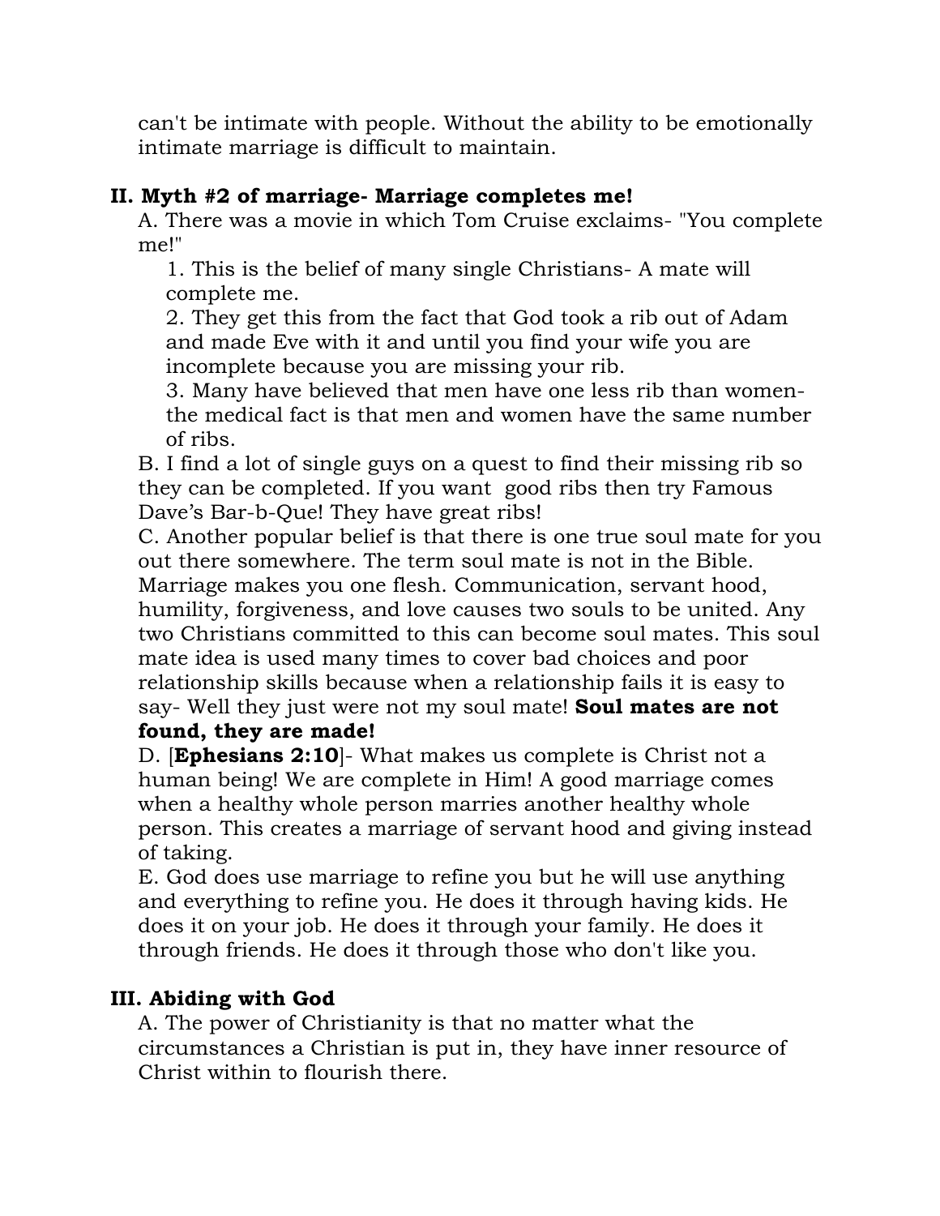can't be intimate with people. Without the ability to be emotionally intimate marriage is difficult to maintain.

**II. Myth #2 of marriage- Marriage completes me!**

A. There was a movie in which Tom Cruise exclaims- "You complete me!"

1. This is the belief of many single Christians- A mate will complete me.
2. They get this from the fact that God took a rib out of Adam and made Eve with it and until you find your wife you are incomplete because you are missing your rib.
3. Many have believed that men have one less rib than women- the medical fact is that men and women have the same number of ribs.

B. I find a lot of single guys on a quest to find their missing rib so they can be completed. If you want good ribs then try Famous Dave's Bar-b-Que! They have great ribs!

C. Another popular belief is that there is one true soul mate for you out there somewhere. The term soul mate is not in the Bible. Marriage makes you one flesh. Communication, servant hood, humility, forgiveness, and love causes two souls to be united. Any two Christians committed to this can become soul mates. This soul mate idea is used many times to cover bad choices and poor relationship skills because when a relationship fails it is easy to say- Well they just were not my soul mate! **Soul mates are not found, they are made!**

D. [**Ephesians 2:10**]- What makes us complete is Christ not a human being! We are complete in Him! A good marriage comes when a healthy whole person marries another healthy whole person. This creates a marriage of servant hood and giving instead of taking.

E. God does use marriage to refine you but he will use anything and everything to refine you. He does it through having kids. He does it on your job. He does it through your family. He does it through friends. He does it through those who don't like you.

**III. Abiding with God**

A. The power of Christianity is that no matter what the circumstances a Christian is put in, they have inner resource of Christ within to flourish there.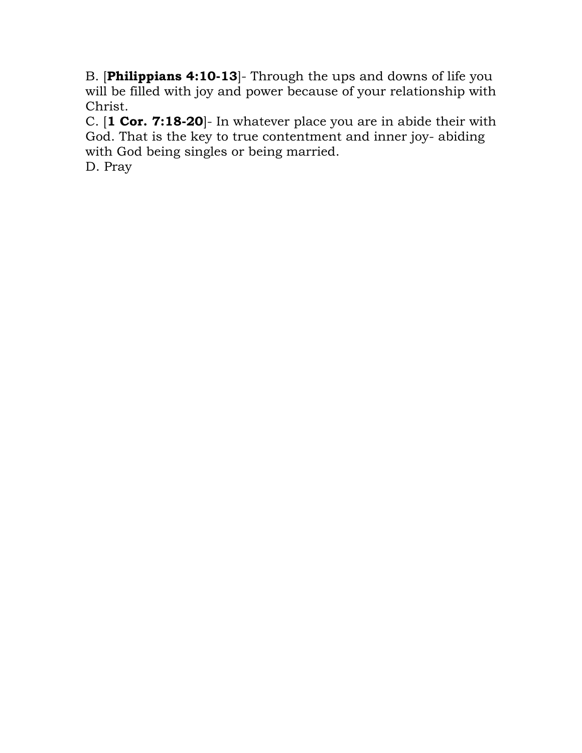B. [**Philippians 4:10-13**]- Through the ups and downs of life you will be filled with joy and power because of your relationship with Christ.

C. [**1 Cor. 7:18-20**]- In whatever place you are in abide their with God. That is the key to true contentment and inner joy- abiding with God being singles or being married.

D. Pray